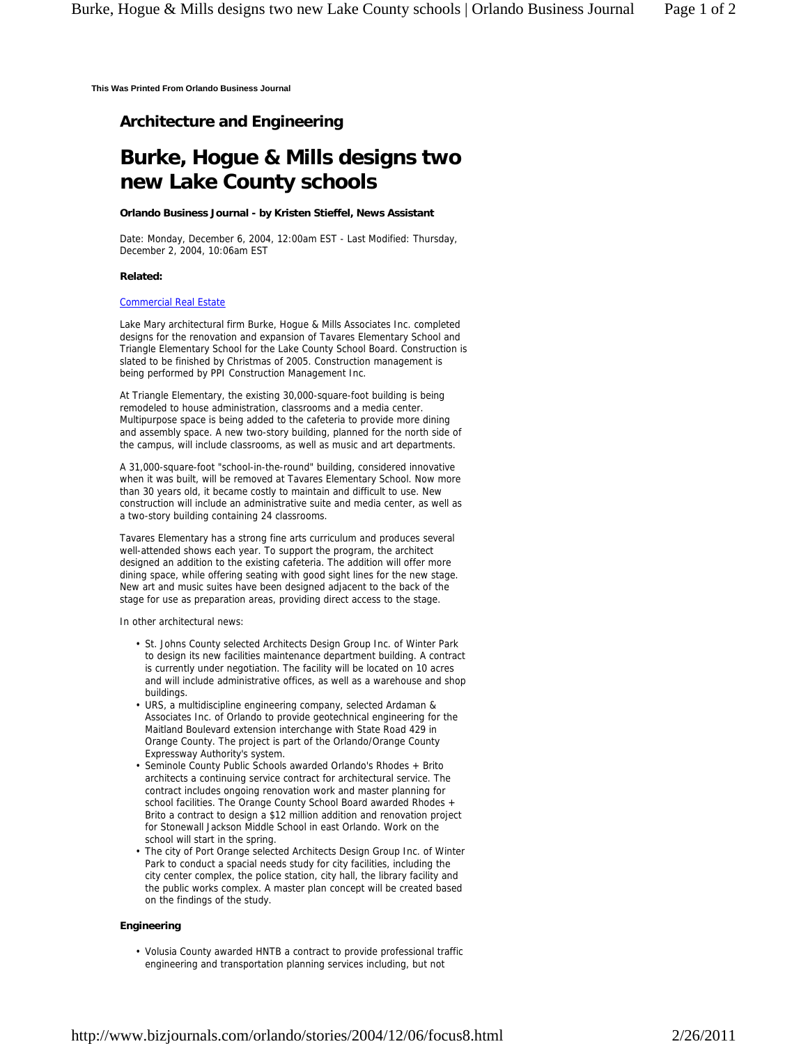This Was Printed From Orlando Business Journal

## Architecture and Engineering

# Burke, Hogue & Mills designs two new Lake County schools

**Orlando Business Journal - by Kristen Stieffel, News Assistant**

Date: Monday, December 6, 2004, 12:00am EST - Last Modified: Thursday, December 2, 2004, 10:06am EST

**Related:**

Commercial Real Estate

Lake Mary architectural firm Burke, Hogue & Mills Associates Inc. completed designs for the renovation and expansion of Tavares Elementary School and Triangle Elementary School for the Lake County School Board. Construction is slated to be finished by Christmas of 2005. Construction management is being performed by PPI Construction Management Inc.

At Triangle Elementary, the existing 30,000-square-foot building is being remodeled to house administration, classrooms and a media center. Multipurpose space is being added to the cafeteria to provide more dining and assembly space. A new two-story building, planned for the north side of the campus, will include classrooms, as well as music and art departments.

A 31,000-square-foot "school-in-the-round" building, considered innovative when it was built, will be removed at Tavares Elementary School. Now more than 30 years old, it became costly to maintain and difficult to use. New construction will include an administrative suite and media center, as well as a two-story building containing 24 classrooms.

Tavares Elementary has a strong fine arts curriculum and produces several well-attended shows each year. To support the program, the architect designed an addition to the existing cafeteria. The addition will offer more dining space, while offering seating with good sight lines for the new stage. New art and music suites have been designed adjacent to the back of the stage for use as preparation areas, providing direct access to the stage.

In other architectural news:

- St. Johns County selected Architects Design Group Inc. of Winter Park to design its new facilities maintenance department building. A contract is currently under negotiation. The facility will be located on 10 acres and will include administrative offices, as well as a warehouse and shop buildings.
- URS, a multidiscipline engineering company, selected Ardaman & Associates Inc. of Orlando to provide geotechnical engineering for the Maitland Boulevard extension interchange with State Road 429 in Orange County. The project is part of the Orlando/Orange County Expressway Authority's system.
- Seminole County Public Schools awarded Orlando's Rhodes + Brito architects a continuing service contract for architectural service. The contract includes ongoing renovation work and master planning for school facilities. The Orange County School Board awarded Rhodes + Brito a contract to design a $12 million addition and renovation project for Stonewall Jackson Middle School in east Orlando. Work on the school will start in the spring.
- The city of Port Orange selected Architects Design Group Inc. of Winter Park to conduct a spacial needs study for city facilities, including the city center complex, the police station, city hall, the library facility and the public works complex. A master plan concept will be created based on the findings of the study.

**Engineering**

- Volusia County awarded HNTB a contract to provide professional traffic engineering and transportation planning services including, but not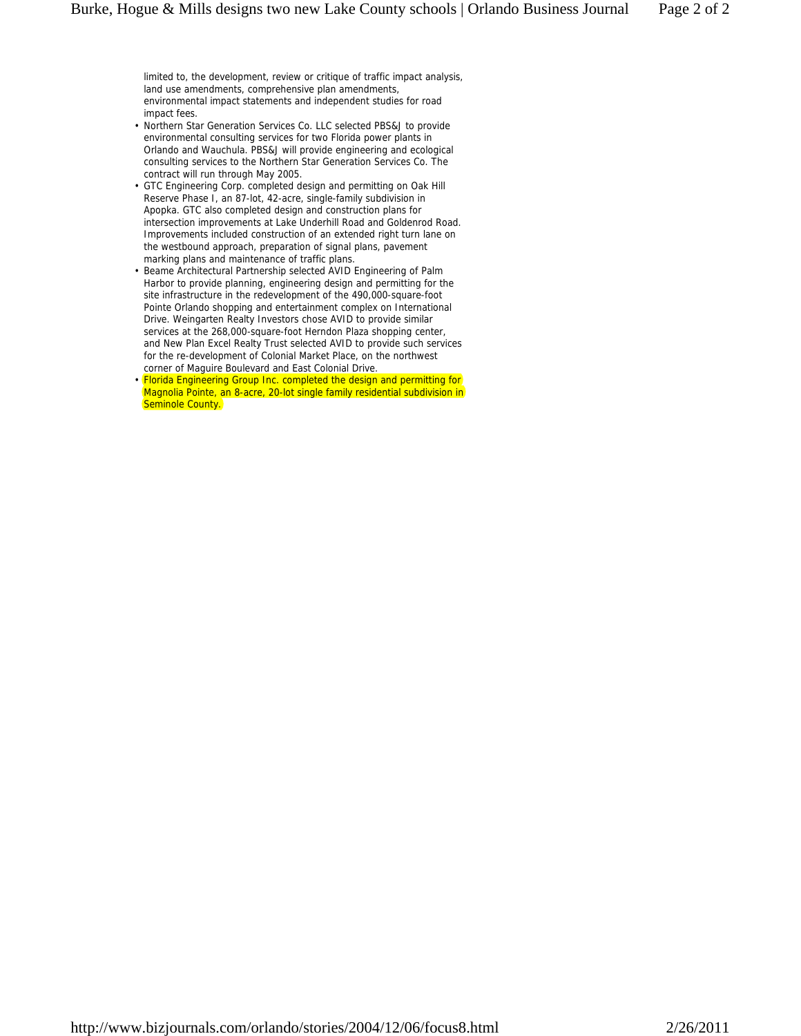limited to, the development, review or critique of traffic impact analysis, land use amendments, comprehensive plan amendments, environmental impact statements and independent studies for road impact fees.

- Northern Star Generation Services Co. LLC selected PBS&J to provide environmental consulting services for two Florida power plants in Orlando and Wauchula. PBS&J will provide engineering and ecological consulting services to the Northern Star Generation Services Co. The contract will run through May 2005.
- GTC Engineering Corp. completed design and permitting on Oak Hill Reserve Phase I, an 87-lot, 42-acre, single-family subdivision in Apopka. GTC also completed design and construction plans for intersection improvements at Lake Underhill Road and Goldenrod Road. Improvements included construction of an extended right turn lane on the westbound approach, preparation of signal plans, pavement marking plans and maintenance of traffic plans.
- Beame Architectural Partnership selected AVID Engineering of Palm Harbor to provide planning, engineering design and permitting for the site infrastructure in the redevelopment of the 490,000-square-foot Pointe Orlando shopping and entertainment complex on International Drive. Weingarten Realty Investors chose AVID to provide similar services at the 268,000-square-foot Herndon Plaza shopping center, and New Plan Excel Realty Trust selected AVID to provide such services for the re-development of Colonial Market Place, on the northwest corner of Maguire Boulevard and East Colonial Drive.
- Florida Engineering Group Inc. completed the design and permitting for Magnolia Pointe, an 8-acre, 20-lot single family residential subdivision in Seminole County.